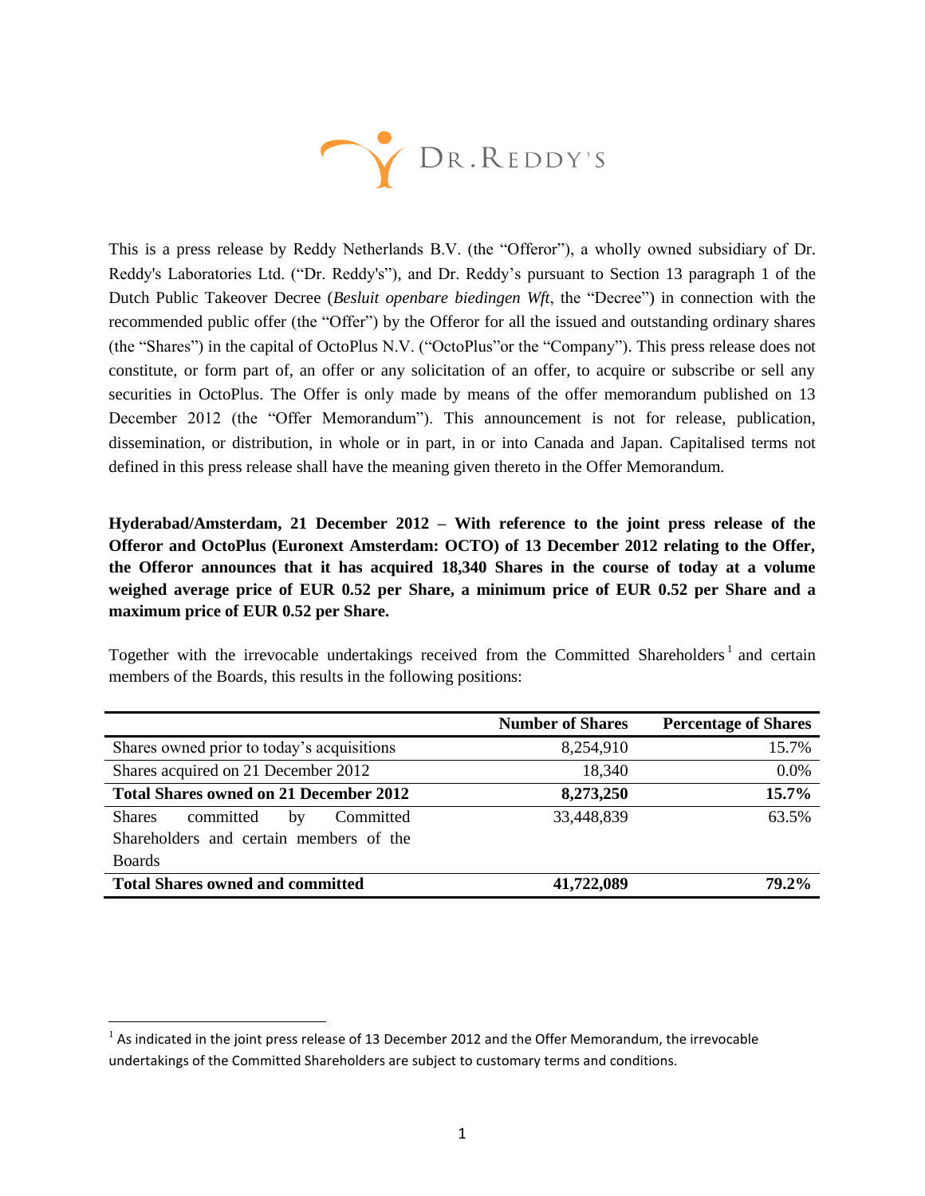This is a press release by Reddy Netherlands B.V. (the "Offeror"), a wholly owned subsidiary of Dr. Reddy's Laboratories Ltd. ("Dr. Reddy's"), and Dr. Reddy's pursuant to Section 13 paragraph 1 of the Dutch Public Takeover Decree (*Besluit openbare biedingen Wft*, the "Decree") in connection with the recommended public offer (the "Offer") by the Offeror for all the issued and outstanding ordinary shares (the "Shares") in the capital of OctoPlus N.V. ("OctoPlus"or the "Company"). This press release does not constitute, or form part of, an offer or any solicitation of an offer, to acquire or subscribe or sell any securities in OctoPlus. The Offer is only made by means of the offer memorandum published on 13 December 2012 (the "Offer Memorandum"). This announcement is not for release, publication, dissemination, or distribution, in whole or in part, in or into Canada and Japan. Capitalised terms not defined in this press release shall have the meaning given thereto in the Offer Memorandum.

**Hyderabad/Amsterdam, 21 December 2012 – With reference to the joint press release of the Offeror and OctoPlus (Euronext Amsterdam: OCTO) of 13 December 2012 relating to the Offer, the Offeror announces that it has acquired 18,340 Shares in the course of today at a volume weighed average price of EUR 0.52 per Share, a minimum price of EUR 0.52 per Share and a maximum price of EUR 0.52 per Share.**

Together with the irrevocable undertakings received from the Committed Shareholders[1] and certain members of the Boards, this results in the following positions:

| | Number of Shares | Percentage of Shares |
|---|---|---|
| Shares owned prior to today's acquisitions | 8,254,910 | 15.7% |
| Shares acquired on 21 December 2012 | 18,340 | 0.0% |
| **Total Shares owned on 21 December 2012** | **8,273,250** | **15.7%** |
| Shares committed by Committed Shareholders and certain members of the Boards | 33,448,839 | 63.5% |
| **Total Shares owned and committed** | **41,722,089** | **79.2%** |

[1] As indicated in the joint press release of 13 December 2012 and the Offer Memorandum, the irrevocable undertakings of the Committed Shareholders are subject to customary terms and conditions.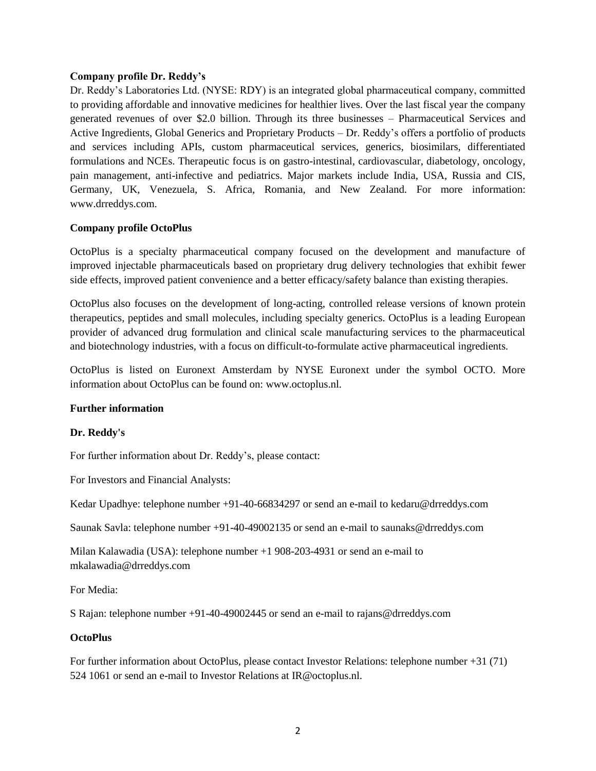**Company profile Dr. Reddy's**

Dr. Reddy's Laboratories Ltd. (NYSE: RDY) is an integrated global pharmaceutical company, committed to providing affordable and innovative medicines for healthier lives. Over the last fiscal year the company generated revenues of over $2.0 billion. Through its three businesses – Pharmaceutical Services and Active Ingredients, Global Generics and Proprietary Products – Dr. Reddy's offers a portfolio of products and services including APIs, custom pharmaceutical services, generics, biosimilars, differentiated formulations and NCEs. Therapeutic focus is on gastro-intestinal, cardiovascular, diabetology, oncology, pain management, anti-infective and pediatrics. Major markets include India, USA, Russia and CIS, Germany, UK, Venezuela, S. Africa, Romania, and New Zealand. For more information: www.drreddys.com.

**Company profile OctoPlus**

OctoPlus is a specialty pharmaceutical company focused on the development and manufacture of improved injectable pharmaceuticals based on proprietary drug delivery technologies that exhibit fewer side effects, improved patient convenience and a better efficacy/safety balance than existing therapies.

OctoPlus also focuses on the development of long-acting, controlled release versions of known protein therapeutics, peptides and small molecules, including specialty generics. OctoPlus is a leading European provider of advanced drug formulation and clinical scale manufacturing services to the pharmaceutical and biotechnology industries, with a focus on difficult-to-formulate active pharmaceutical ingredients.

OctoPlus is listed on Euronext Amsterdam by NYSE Euronext under the symbol OCTO. More information about OctoPlus can be found on: www.octoplus.nl.

**Further information**

**Dr. Reddy's**

For further information about Dr. Reddy's, please contact:

For Investors and Financial Analysts:

Kedar Upadhye: telephone number +91-40-66834297 or send an e-mail to kedaru@drreddys.com

Saunak Savla: telephone number +91-40-49002135 or send an e-mail to saunaks@drreddys.com

Milan Kalawadia (USA): telephone number +1 908-203-4931 or send an e-mail to mkalawadia@drreddys.com

For Media:

S Rajan: telephone number +91-40-49002445 or send an e-mail to rajans@drreddys.com

**OctoPlus**

For further information about OctoPlus, please contact Investor Relations: telephone number +31 (71) 524 1061 or send an e-mail to Investor Relations at IR@octoplus.nl.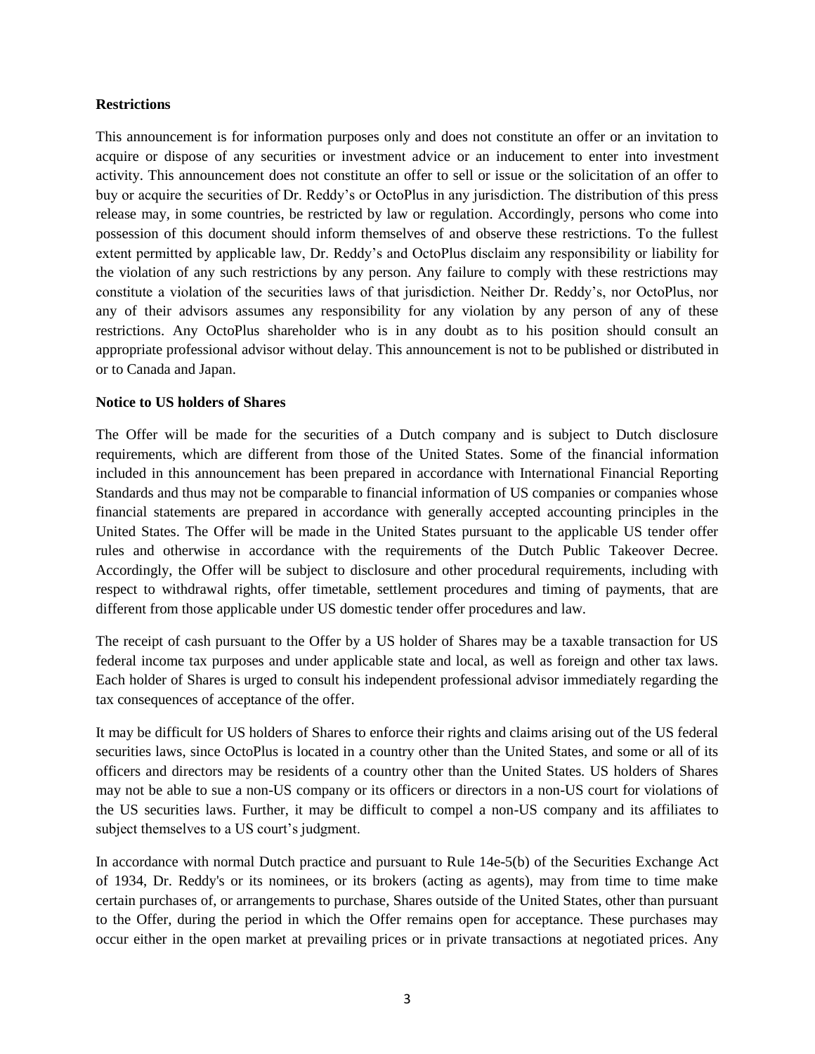**Restrictions**

This announcement is for information purposes only and does not constitute an offer or an invitation to acquire or dispose of any securities or investment advice or an inducement to enter into investment activity. This announcement does not constitute an offer to sell or issue or the solicitation of an offer to buy or acquire the securities of Dr. Reddy's or OctoPlus in any jurisdiction. The distribution of this press release may, in some countries, be restricted by law or regulation. Accordingly, persons who come into possession of this document should inform themselves of and observe these restrictions. To the fullest extent permitted by applicable law, Dr. Reddy's and OctoPlus disclaim any responsibility or liability for the violation of any such restrictions by any person. Any failure to comply with these restrictions may constitute a violation of the securities laws of that jurisdiction. Neither Dr. Reddy's, nor OctoPlus, nor any of their advisors assumes any responsibility for any violation by any person of any of these restrictions. Any OctoPlus shareholder who is in any doubt as to his position should consult an appropriate professional advisor without delay. This announcement is not to be published or distributed in or to Canada and Japan.

**Notice to US holders of Shares**

The Offer will be made for the securities of a Dutch company and is subject to Dutch disclosure requirements, which are different from those of the United States. Some of the financial information included in this announcement has been prepared in accordance with International Financial Reporting Standards and thus may not be comparable to financial information of US companies or companies whose financial statements are prepared in accordance with generally accepted accounting principles in the United States. The Offer will be made in the United States pursuant to the applicable US tender offer rules and otherwise in accordance with the requirements of the Dutch Public Takeover Decree. Accordingly, the Offer will be subject to disclosure and other procedural requirements, including with respect to withdrawal rights, offer timetable, settlement procedures and timing of payments, that are different from those applicable under US domestic tender offer procedures and law.

The receipt of cash pursuant to the Offer by a US holder of Shares may be a taxable transaction for US federal income tax purposes and under applicable state and local, as well as foreign and other tax laws. Each holder of Shares is urged to consult his independent professional advisor immediately regarding the tax consequences of acceptance of the offer.

It may be difficult for US holders of Shares to enforce their rights and claims arising out of the US federal securities laws, since OctoPlus is located in a country other than the United States, and some or all of its officers and directors may be residents of a country other than the United States. US holders of Shares may not be able to sue a non-US company or its officers or directors in a non-US court for violations of the US securities laws. Further, it may be difficult to compel a non-US company and its affiliates to subject themselves to a US court's judgment.

In accordance with normal Dutch practice and pursuant to Rule 14e-5(b) of the Securities Exchange Act of 1934, Dr. Reddy's or its nominees, or its brokers (acting as agents), may from time to time make certain purchases of, or arrangements to purchase, Shares outside of the United States, other than pursuant to the Offer, during the period in which the Offer remains open for acceptance. These purchases may occur either in the open market at prevailing prices or in private transactions at negotiated prices. Any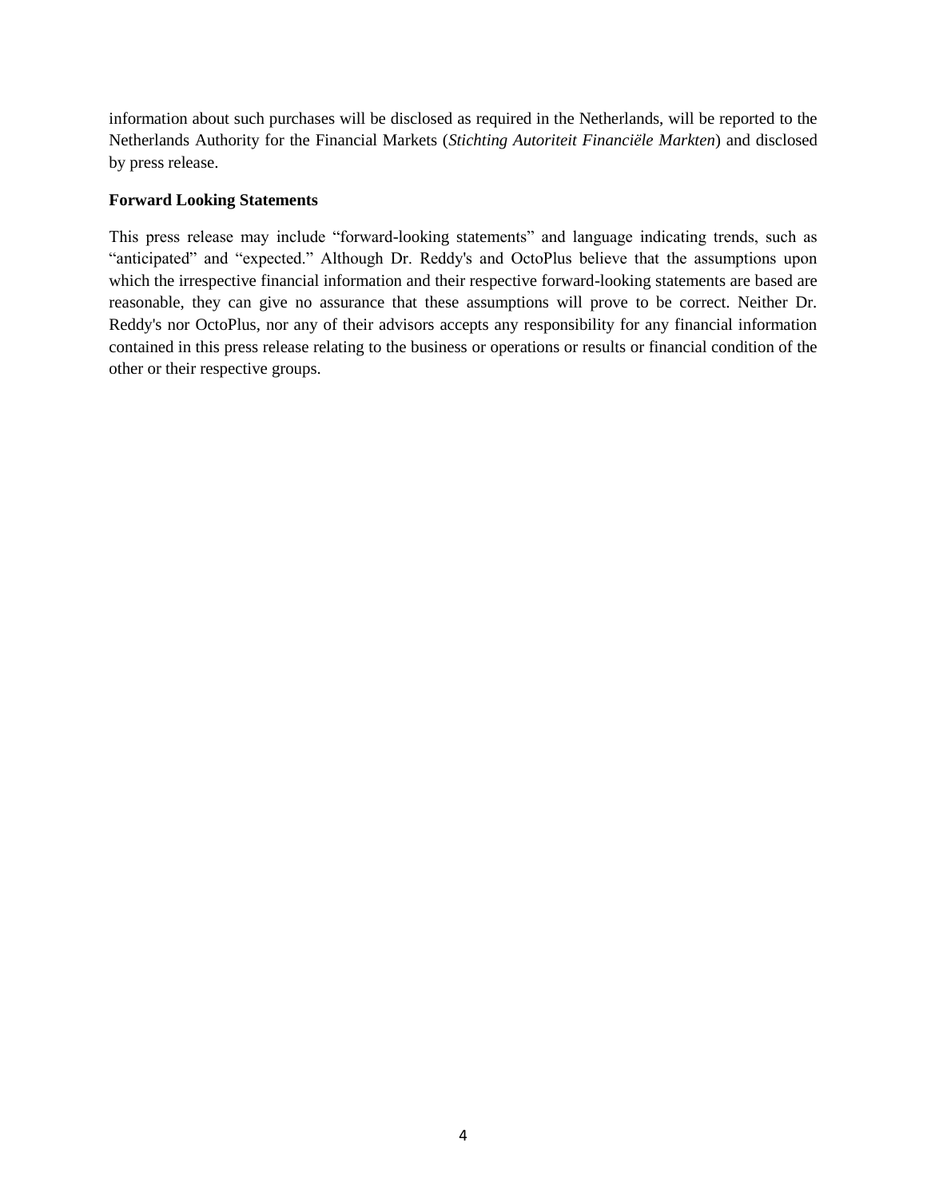information about such purchases will be disclosed as required in the Netherlands, will be reported to the Netherlands Authority for the Financial Markets (*Stichting Autoriteit Financiële Markten*) and disclosed by press release.

**Forward Looking Statements**

This press release may include "forward-looking statements" and language indicating trends, such as "anticipated" and "expected." Although Dr. Reddy's and OctoPlus believe that the assumptions upon which the irrespective financial information and their respective forward-looking statements are based are reasonable, they can give no assurance that these assumptions will prove to be correct. Neither Dr. Reddy's nor OctoPlus, nor any of their advisors accepts any responsibility for any financial information contained in this press release relating to the business or operations or results or financial condition of the other or their respective groups.